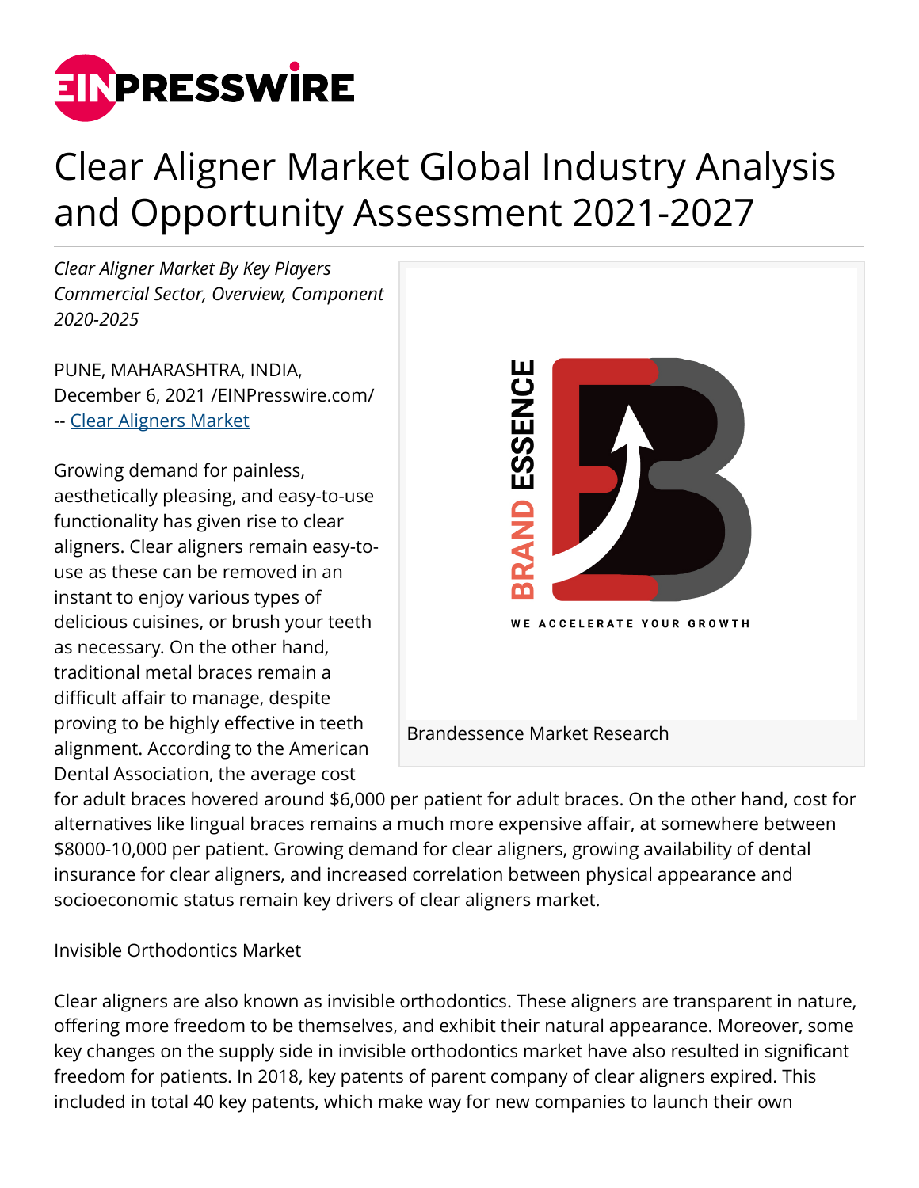# Clear Aligner Market Global Industry Analysis and Opportunity Assessment 2021-2027

*Clear Aligner Market By Key Players Commercial Sector, Overview, Component 2020-2025*

PUNE, MAHARASHTRA, INDIA, December 6, 2021 /EINPresswire.com/ -- [Clear Aligners Market](#)

Growing demand for painless, aesthetically pleasing, and easy-to-use functionality has given rise to clear aligners. Clear aligners remain easy-to-use as these can be removed in an instant to enjoy various types of delicious cuisines, or brush your teeth as necessary. On the other hand, traditional metal braces remain a difficult affair to manage, despite proving to be highly effective in teeth alignment. According to the American Dental Association, the average cost for adult braces hovered around $6,000 per patient for adult braces. On the other hand, cost for alternatives like lingual braces remains a much more expensive affair, at somewhere between $8000-10,000 per patient. Growing demand for clear aligners, growing availability of dental insurance for clear aligners, and increased correlation between physical appearance and socioeconomic status remain key drivers of clear aligners market.

Brandessence Market Research

Invisible Orthodontics Market

Clear aligners are also known as invisible orthodontics. These aligners are transparent in nature, offering more freedom to be themselves, and exhibit their natural appearance. Moreover, some key changes on the supply side in invisible orthodontics market have also resulted in significant freedom for patients. In 2018, key patents of parent company of clear aligners expired. This included in total 40 key patents, which make way for new companies to launch their own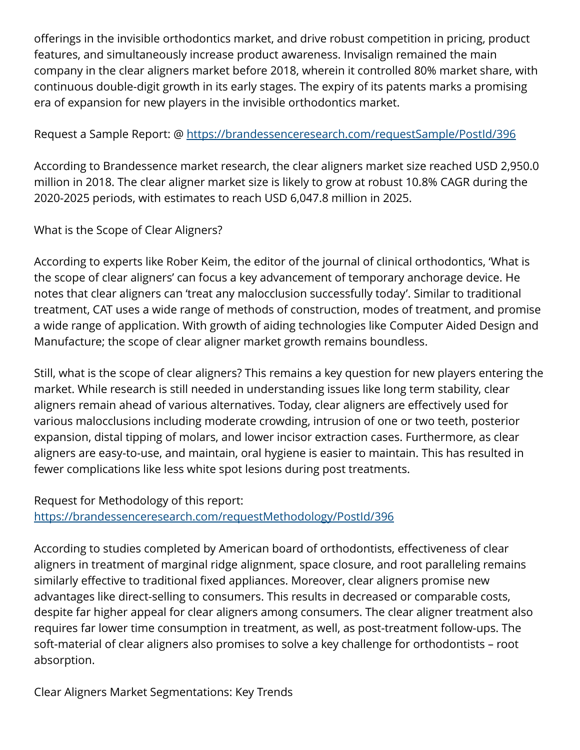offerings in the invisible orthodontics market, and drive robust competition in pricing, product features, and simultaneously increase product awareness. Invisalign remained the main company in the clear aligners market before 2018, wherein it controlled 80% market share, with continuous double-digit growth in its early stages. The expiry of its patents marks a promising era of expansion for new players in the invisible orthodontics market.

Request a Sample Report: @ [https://brandessenceresearch.com/requestSample/PostId/396](https://brandessenceresearch.com/requestSample/PostId/396)

According to Brandessence market research, the clear aligners market size reached USD 2,950.0 million in 2018. The clear aligner market size is likely to grow at robust 10.8% CAGR during the 2020-2025 periods, with estimates to reach USD 6,047.8 million in 2025.

What is the Scope of Clear Aligners?

According to experts like Rober Keim, the editor of the journal of clinical orthodontics, 'What is the scope of clear aligners' can focus a key advancement of temporary anchorage device. He notes that clear aligners can 'treat any malocclusion successfully today'. Similar to traditional treatment, CAT uses a wide range of methods of construction, modes of treatment, and promise a wide range of application. With growth of aiding technologies like Computer Aided Design and Manufacture; the scope of clear aligner market growth remains boundless.

Still, what is the scope of clear aligners? This remains a key question for new players entering the market. While research is still needed in understanding issues like long term stability, clear aligners remain ahead of various alternatives. Today, clear aligners are effectively used for various malocclusions including moderate crowding, intrusion of one or two teeth, posterior expansion, distal tipping of molars, and lower incisor extraction cases. Furthermore, as clear aligners are easy-to-use, and maintain, oral hygiene is easier to maintain. This has resulted in fewer complications like less white spot lesions during post treatments.

Request for Methodology of this report:
[https://brandessenceresearch.com/requestMethodology/PostId/396](https://brandessenceresearch.com/requestMethodology/PostId/396)

According to studies completed by American board of orthodontists, effectiveness of clear aligners in treatment of marginal ridge alignment, space closure, and root paralleling remains similarly effective to traditional fixed appliances. Moreover, clear aligners promise new advantages like direct-selling to consumers. This results in decreased or comparable costs, despite far higher appeal for clear aligners among consumers. The clear aligner treatment also requires far lower time consumption in treatment, as well, as post-treatment follow-ups. The soft-material of clear aligners also promises to solve a key challenge for orthodontists – root absorption.

Clear Aligners Market Segmentations: Key Trends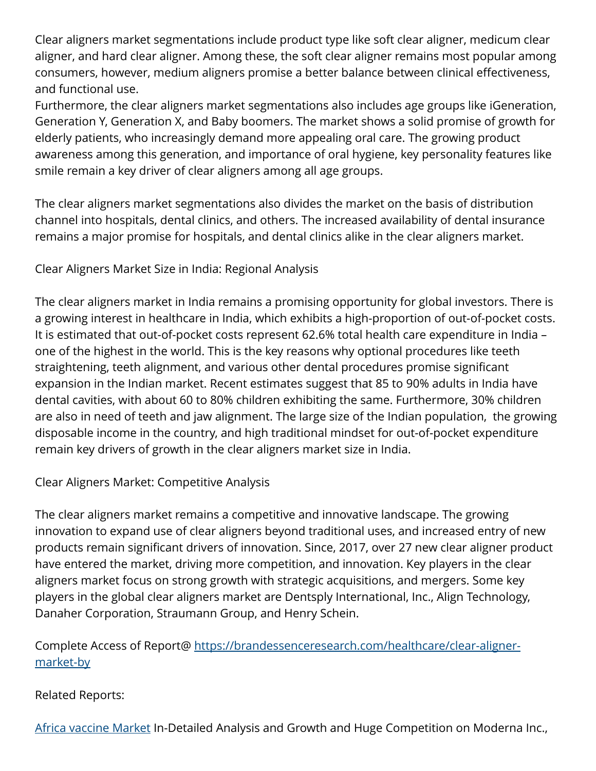Clear aligners market segmentations include product type like soft clear aligner, medicum clear aligner, and hard clear aligner. Among these, the soft clear aligner remains most popular among consumers, however, medium aligners promise a better balance between clinical effectiveness, and functional use.
Furthermore, the clear aligners market segmentations also includes age groups like iGeneration, Generation Y, Generation X, and Baby boomers. The market shows a solid promise of growth for elderly patients, who increasingly demand more appealing oral care. The growing product awareness among this generation, and importance of oral hygiene, key personality features like smile remain a key driver of clear aligners among all age groups.

The clear aligners market segmentations also divides the market on the basis of distribution channel into hospitals, dental clinics, and others. The increased availability of dental insurance remains a major promise for hospitals, and dental clinics alike in the clear aligners market.

## Clear Aligners Market Size in India: Regional Analysis

The clear aligners market in India remains a promising opportunity for global investors. There is a growing interest in healthcare in India, which exhibits a high-proportion of out-of-pocket costs. It is estimated that out-of-pocket costs represent 62.6% total health care expenditure in India – one of the highest in the world. This is the key reasons why optional procedures like teeth straightening, teeth alignment, and various other dental procedures promise significant expansion in the Indian market. Recent estimates suggest that 85 to 90% adults in India have dental cavities, with about 60 to 80% children exhibiting the same. Furthermore, 30% children are also in need of teeth and jaw alignment. The large size of the Indian population, the growing disposable income in the country, and high traditional mindset for out-of-pocket expenditure remain key drivers of growth in the clear aligners market size in India.

## Clear Aligners Market: Competitive Analysis

The clear aligners market remains a competitive and innovative landscape. The growing innovation to expand use of clear aligners beyond traditional uses, and increased entry of new products remain significant drivers of innovation. Since, 2017, over 27 new clear aligner product have entered the market, driving more competition, and innovation. Key players in the clear aligners market focus on strong growth with strategic acquisitions, and mergers. Some key players in the global clear aligners market are Dentsply International, Inc., Align Technology, Danaher Corporation, Straumann Group, and Henry Schein.

Complete Access of Report@ [https://brandessenceresearch.com/healthcare/clear-aligner-market-by](https://brandessenceresearch.com/healthcare/clear-aligner-market-by)

Related Reports:

[Africa vaccine Market](#) In-Detailed Analysis and Growth and Huge Competition on Moderna Inc.,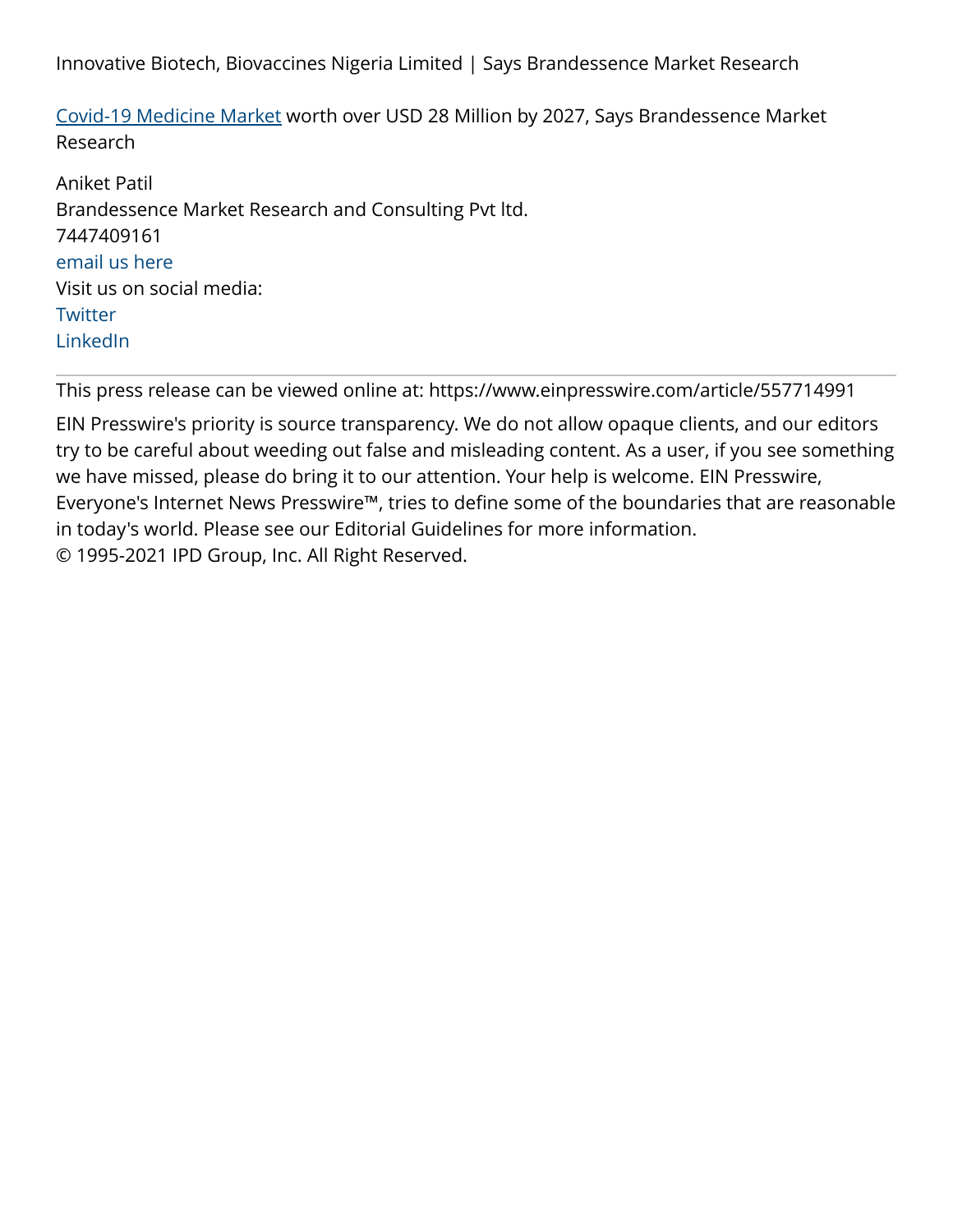Innovative Biotech, Biovaccines Nigeria Limited | Says Brandessence Market Research

Covid-19 Medicine Market worth over USD 28 Million by 2027, Says Brandessence Market Research

Aniket Patil
Brandessence Market Research and Consulting Pvt ltd.
7447409161
email us here
Visit us on social media:
Twitter
LinkedIn

---

This press release can be viewed online at: https://www.einpresswire.com/article/557714991

EIN Presswire's priority is source transparency. We do not allow opaque clients, and our editors try to be careful about weeding out false and misleading content. As a user, if you see something we have missed, please do bring it to our attention. Your help is welcome. EIN Presswire, Everyone's Internet News Presswire™, tries to define some of the boundaries that are reasonable in today's world. Please see our Editorial Guidelines for more information.
© 1995-2021 IPD Group, Inc. All Right Reserved.